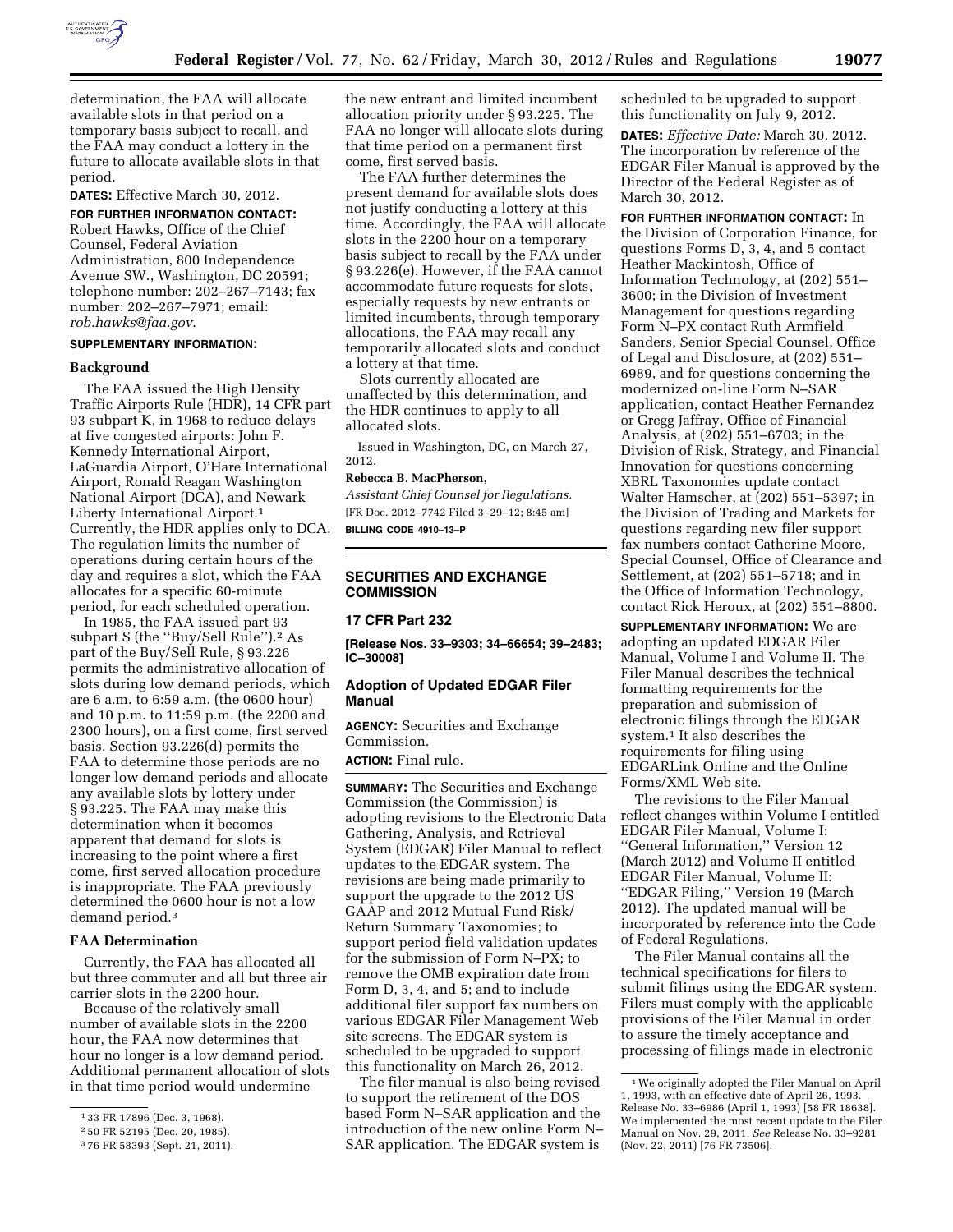determination, the FAA will allocate available slots in that period on a temporary basis subject to recall, and the FAA may conduct a lottery in the future to allocate available slots in that period.

**DATES:** Effective March 30, 2012.

**FOR FURTHER INFORMATION CONTACT:** Robert Hawks, Office of the Chief Counsel, Federal Aviation Administration, 800 Independence Avenue SW., Washington, DC 20591; telephone number: 202–267–7143; fax number: 202–267–7971; email: *rob.hawks@faa.gov*.

**SUPPLEMENTARY INFORMATION:**

## Background

The FAA issued the High Density Traffic Airports Rule (HDR), 14 CFR part 93 subpart K, in 1968 to reduce delays at five congested airports: John F. Kennedy International Airport, LaGuardia Airport, O'Hare International Airport, Ronald Reagan Washington National Airport (DCA), and Newark Liberty International Airport.[1] Currently, the HDR applies only to DCA. The regulation limits the number of operations during certain hours of the day and requires a slot, which the FAA allocates for a specific 60-minute period, for each scheduled operation.

In 1985, the FAA issued part 93 subpart S (the ''Buy/Sell Rule'').[2] As part of the Buy/Sell Rule, § 93.226 permits the administrative allocation of slots during low demand periods, which are 6 a.m. to 6:59 a.m. (the 0600 hour) and 10 p.m. to 11:59 p.m. (the 2200 and 2300 hours), on a first come, first served basis. Section 93.226(d) permits the FAA to determine those periods are no longer low demand periods and allocate any available slots by lottery under § 93.225. The FAA may make this determination when it becomes apparent that demand for slots is increasing to the point where a first come, first served allocation procedure is inappropriate. The FAA previously determined the 0600 hour is not a low demand period.[3]

## FAA Determination

Currently, the FAA has allocated all but three commuter and all but three air carrier slots in the 2200 hour.

Because of the relatively small number of available slots in the 2200 hour, the FAA now determines that hour no longer is a low demand period. Additional permanent allocation of slots in that time period would undermine the new entrant and limited incumbent allocation priority under § 93.225. The FAA no longer will allocate slots during that time period on a permanent first come, first served basis.

The FAA further determines the present demand for available slots does not justify conducting a lottery at this time. Accordingly, the FAA will allocate slots in the 2200 hour on a temporary basis subject to recall by the FAA under § 93.226(e). However, if the FAA cannot accommodate future requests for slots, especially requests by new entrants or limited incumbents, through temporary allocations, the FAA may recall any temporarily allocated slots and conduct a lottery at that time.

Slots currently allocated are unaffected by this determination, and the HDR continues to apply to all allocated slots.

Issued in Washington, DC, on March 27, 2012.

**Rebecca B. MacPherson,**

*Assistant Chief Counsel for Regulations.*

[FR Doc. 2012–7742 Filed 3–29–12; 8:45 am]

**BILLING CODE 4910–13–P**

[1] 33 FR 17896 (Dec. 3, 1968).

[2] 50 FR 52195 (Dec. 20, 1985).

[3] 76 FR 58393 (Sept. 21, 2011).

# SECURITIES AND EXCHANGE COMMISSION

## 17 CFR Part 232

**[Release Nos. 33–9303; 34–66654; 39–2483; IC–30008]**

## Adoption of Updated EDGAR Filer Manual

**AGENCY:** Securities and Exchange Commission.

**ACTION:** Final rule.

**SUMMARY:** The Securities and Exchange Commission (the Commission) is adopting revisions to the Electronic Data Gathering, Analysis, and Retrieval System (EDGAR) Filer Manual to reflect updates to the EDGAR system. The revisions are being made primarily to support the upgrade to the 2012 US GAAP and 2012 Mutual Fund Risk/Return Summary Taxonomies; to support period field validation updates for the submission of Form N–PX; to remove the OMB expiration date from Form D, 3, 4, and 5; and to include additional filer support fax numbers on various EDGAR Filer Management Web site screens. The EDGAR system is scheduled to be upgraded to support this functionality on March 26, 2012.

The filer manual is also being revised to support the retirement of the DOS based Form N–SAR application and the introduction of the new online Form N–SAR application. The EDGAR system is scheduled to be upgraded to support this functionality on July 9, 2012.

**DATES:** *Effective Date:* March 30, 2012. The incorporation by reference of the EDGAR Filer Manual is approved by the Director of the Federal Register as of March 30, 2012.

**FOR FURTHER INFORMATION CONTACT:** In the Division of Corporation Finance, for questions Forms D, 3, 4, and 5 contact Heather Mackintosh, Office of Information Technology, at (202) 551–3600; in the Division of Investment Management for questions regarding Form N–PX contact Ruth Armfield Sanders, Senior Special Counsel, Office of Legal and Disclosure, at (202) 551–6989, and for questions concerning the modernized on-line Form N–SAR application, contact Heather Fernandez or Gregg Jaffray, Office of Financial Analysis, at (202) 551–6703; in the Division of Risk, Strategy, and Financial Innovation for questions concerning XBRL Taxonomies update contact Walter Hamscher, at (202) 551–5397; in the Division of Trading and Markets for questions regarding new filer support fax numbers contact Catherine Moore, Special Counsel, Office of Clearance and Settlement, at (202) 551–5718; and in the Office of Information Technology, contact Rick Heroux, at (202) 551–8800.

**SUPPLEMENTARY INFORMATION:** We are adopting an updated EDGAR Filer Manual, Volume I and Volume II. The Filer Manual describes the technical formatting requirements for the preparation and submission of electronic filings through the EDGAR system.[1] It also describes the requirements for filing using EDGARLink Online and the Online Forms/XML Web site.

The revisions to the Filer Manual reflect changes within Volume I entitled EDGAR Filer Manual, Volume I: ''General Information,'' Version 12 (March 2012) and Volume II entitled EDGAR Filer Manual, Volume II: ''EDGAR Filing,'' Version 19 (March 2012). The updated manual will be incorporated by reference into the Code of Federal Regulations.

The Filer Manual contains all the technical specifications for filers to submit filings using the EDGAR system. Filers must comply with the applicable provisions of the Filer Manual in order to assure the timely acceptance and processing of filings made in electronic

[1] We originally adopted the Filer Manual on April 1, 1993, with an effective date of April 26, 1993. Release No. 33–6986 (April 1, 1993) [58 FR 18638]. We implemented the most recent update to the Filer Manual on Nov. 29, 2011. *See* Release No. 33–9281 (Nov. 22, 2011) [76 FR 73506].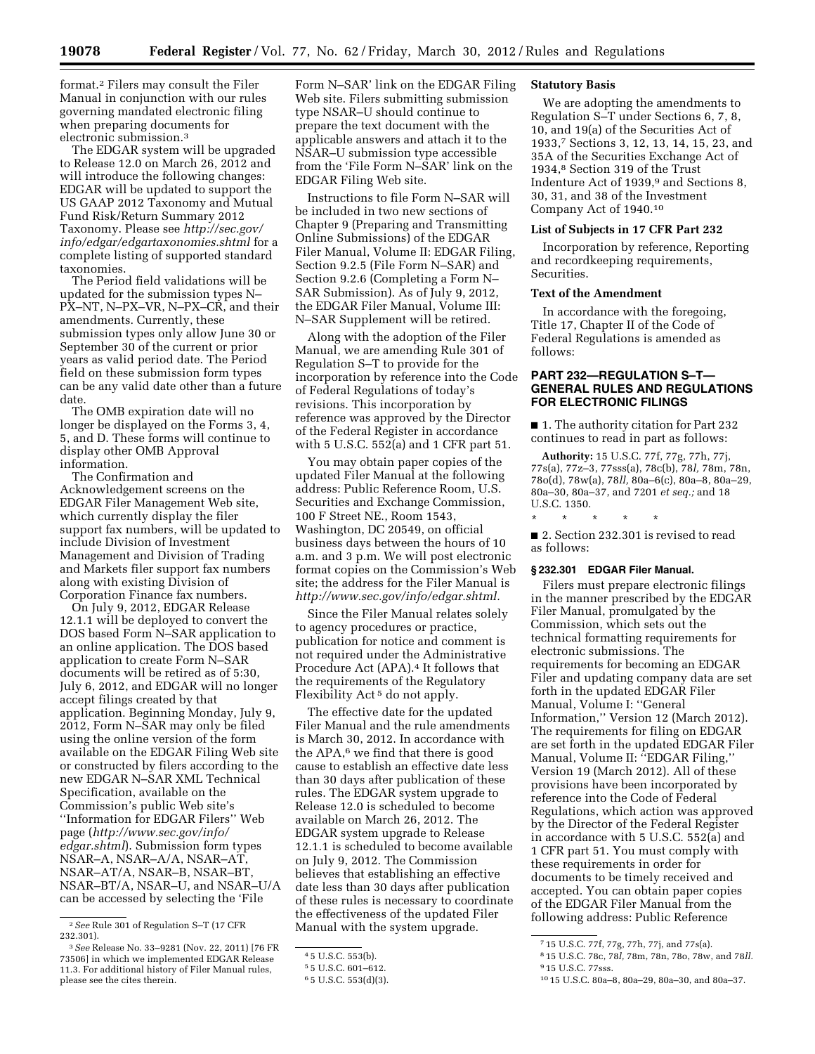format.[2] Filers may consult the Filer Manual in conjunction with our rules governing mandated electronic filing when preparing documents for electronic submission.[3]

The EDGAR system will be upgraded to Release 12.0 on March 26, 2012 and will introduce the following changes: EDGAR will be updated to support the US GAAP 2012 Taxonomy and Mutual Fund Risk/Return Summary 2012 Taxonomy. Please see *http://sec.gov/info/edgar/edgartaxonomies.shtml* for a complete listing of supported standard taxonomies.

The Period field validations will be updated for the submission types N–PX–NT, N–PX–VR, N–PX–CR, and their amendments. Currently, these submission types only allow June 30 or September 30 of the current or prior years as valid period date. The Period field on these submission form types can be any valid date other than a future date.

The OMB expiration date will no longer be displayed on the Forms 3, 4, 5, and D. These forms will continue to display other OMB Approval information.

The Confirmation and Acknowledgement screens on the EDGAR Filer Management Web site, which currently display the filer support fax numbers, will be updated to include Division of Investment Management and Division of Trading and Markets filer support fax numbers along with existing Division of Corporation Finance fax numbers.

On July 9, 2012, EDGAR Release 12.1.1 will be deployed to convert the DOS based Form N–SAR application to an online application. The DOS based application to create Form N–SAR documents will be retired as of 5:30, July 6, 2012, and EDGAR will no longer accept filings created by that application. Beginning Monday, July 9, 2012, Form N–SAR may only be filed using the online version of the form available on the EDGAR Filing Web site or constructed by filers according to the new EDGAR N–SAR XML Technical Specification, available on the Commission's public Web site's ''Information for EDGAR Filers'' Web page (*http://www.sec.gov/info/edgar.shtml*). Submission form types NSAR–A, NSAR–A/A, NSAR–AT, NSAR–AT/A, NSAR–B, NSAR–BT, NSAR–BT/A, NSAR–U, and NSAR–U/A can be accessed by selecting the 'File Form N–SAR' link on the EDGAR Filing Web site. Filers submitting submission type NSAR–U should continue to prepare the text document with the applicable answers and attach it to the NSAR–U submission type accessible from the 'File Form N–SAR' link on the EDGAR Filing Web site.

Instructions to file Form N–SAR will be included in two new sections of Chapter 9 (Preparing and Transmitting Online Submissions) of the EDGAR Filer Manual, Volume II: EDGAR Filing, Section 9.2.5 (File Form N–SAR) and Section 9.2.6 (Completing a Form N–SAR Submission). As of July 9, 2012, the EDGAR Filer Manual, Volume III: N–SAR Supplement will be retired.

Along with the adoption of the Filer Manual, we are amending Rule 301 of Regulation S–T to provide for the incorporation by reference into the Code of Federal Regulations of today's revisions. This incorporation by reference was approved by the Director of the Federal Register in accordance with 5 U.S.C. 552(a) and 1 CFR part 51.

You may obtain paper copies of the updated Filer Manual at the following address: Public Reference Room, U.S. Securities and Exchange Commission, 100 F Street NE., Room 1543, Washington, DC 20549, on official business days between the hours of 10 a.m. and 3 p.m. We will post electronic format copies on the Commission's Web site; the address for the Filer Manual is *http://www.sec.gov/info/edgar.shtml.*

Since the Filer Manual relates solely to agency procedures or practice, publication for notice and comment is not required under the Administrative Procedure Act (APA).[4] It follows that the requirements of the Regulatory Flexibility Act[5] do not apply.

The effective date for the updated Filer Manual and the rule amendments is March 30, 2012. In accordance with the APA,[6] we find that there is good cause to establish an effective date less than 30 days after publication of these rules. The EDGAR system upgrade to Release 12.0 is scheduled to become available on March 26, 2012. The EDGAR system upgrade to Release 12.1.1 is scheduled to become available on July 9, 2012. The Commission believes that establishing an effective date less than 30 days after publication of these rules is necessary to coordinate the effectiveness of the updated Filer Manual with the system upgrade.

**Statutory Basis**

We are adopting the amendments to Regulation S–T under Sections 6, 7, 8, 10, and 19(a) of the Securities Act of 1933,[7] Sections 3, 12, 13, 14, 15, 23, and 35A of the Securities Exchange Act of 1934,[8] Section 319 of the Trust Indenture Act of 1939,[9] and Sections 8, 30, 31, and 38 of the Investment Company Act of 1940.[10]

**List of Subjects in 17 CFR Part 232**

Incorporation by reference, Reporting and recordkeeping requirements, Securities.

**Text of the Amendment**

In accordance with the foregoing, Title 17, Chapter II of the Code of Federal Regulations is amended as follows:

## PART 232—REGULATION S–T—GENERAL RULES AND REGULATIONS FOR ELECTRONIC FILINGS

■ 1. The authority citation for Part 232 continues to read in part as follows:

**Authority:** 15 U.S.C. 77f, 77g, 77h, 77j, 77s(a), 77z–3, 77sss(a), 78c(b), 78*l*, 78m, 78n, 78o(d), 78w(a), 78*ll*, 80a–6(c), 80a–8, 80a–29, 80a–30, 80a–37, and 7201 *et seq.;* and 18 U.S.C. 1350.

\* \* \* \* \*

■ 2. Section 232.301 is revised to read as follows:

**§ 232.301 EDGAR Filer Manual.**

Filers must prepare electronic filings in the manner prescribed by the EDGAR Filer Manual, promulgated by the Commission, which sets out the technical formatting requirements for electronic submissions. The requirements for becoming an EDGAR Filer and updating company data are set forth in the updated EDGAR Filer Manual, Volume I: ''General Information,'' Version 12 (March 2012). The requirements for filing on EDGAR are set forth in the updated EDGAR Filer Manual, Volume II: ''EDGAR Filing,'' Version 19 (March 2012). All of these provisions have been incorporated by reference into the Code of Federal Regulations, which action was approved by the Director of the Federal Register in accordance with 5 U.S.C. 552(a) and 1 CFR part 51. You must comply with these requirements in order for documents to be timely received and accepted. You can obtain paper copies of the EDGAR Filer Manual from the following address: Public Reference

---

[2] *See* Rule 301 of Regulation S–T (17 CFR 232.301).

[3] *See* Release No. 33–9281 (Nov. 22, 2011) [76 FR 73506] in which we implemented EDGAR Release 11.3. For additional history of Filer Manual rules, please see the cites therein.

[4] 5 U.S.C. 553(b).

[5] 5 U.S.C. 601–612.

[6] 5 U.S.C. 553(d)(3).

[7] 15 U.S.C. 77f, 77g, 77h, 77j, and 77s(a).

[8] 15 U.S.C. 78c, 78*l*, 78m, 78n, 78o, 78w, and 78*ll*.

[9] 15 U.S.C. 77sss.

[10] 15 U.S.C. 80a–8, 80a–29, 80a–30, and 80a–37.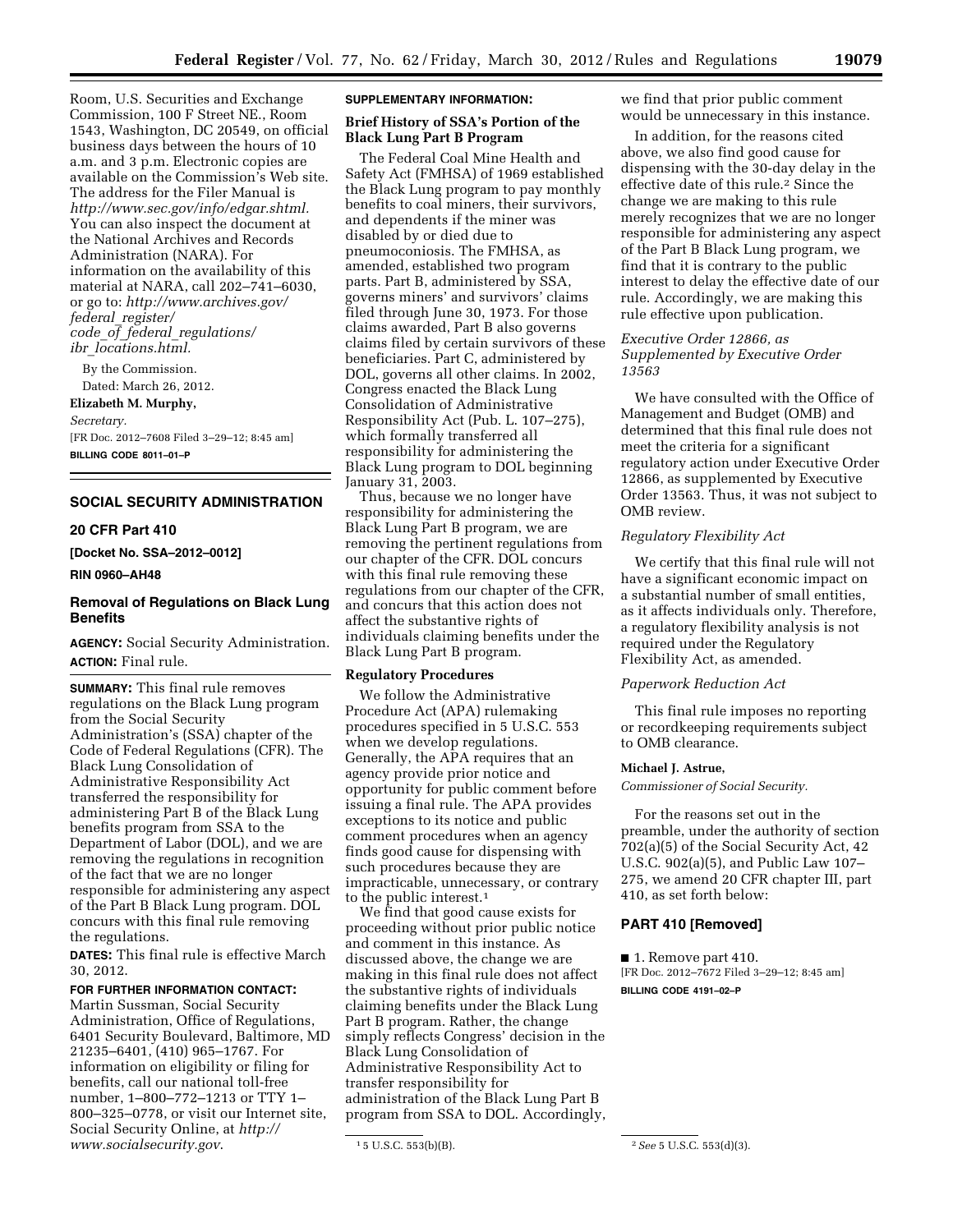Room, U.S. Securities and Exchange Commission, 100 F Street NE., Room 1543, Washington, DC 20549, on official business days between the hours of 10 a.m. and 3 p.m. Electronic copies are available on the Commission's Web site. The address for the Filer Manual is *http://www.sec.gov/info/edgar.shtml.* You can also inspect the document at the National Archives and Records Administration (NARA). For information on the availability of this material at NARA, call 202–741–6030, or go to: *http://www.archives.gov/federal_register/code_of_federal_regulations/ibr_locations.html.*

By the Commission.

Dated: March 26, 2012.

**Elizabeth M. Murphy,**

*Secretary.*

[FR Doc. 2012–7608 Filed 3–29–12; 8:45 am]

**BILLING CODE 8011–01–P**

## SOCIAL SECURITY ADMINISTRATION

### 20 CFR Part 410

**[Docket No. SSA–2012–0012]**

**RIN 0960–AH48**

### Removal of Regulations on Black Lung Benefits

**AGENCY:** Social Security Administration.

**ACTION:** Final rule.

**SUMMARY:** This final rule removes regulations on the Black Lung program from the Social Security Administration's (SSA) chapter of the Code of Federal Regulations (CFR). The Black Lung Consolidation of Administrative Responsibility Act transferred the responsibility for administering Part B of the Black Lung benefits program from SSA to the Department of Labor (DOL), and we are removing the regulations in recognition of the fact that we are no longer responsible for administering any aspect of the Part B Black Lung program. DOL concurs with this final rule removing the regulations.

**DATES:** This final rule is effective March 30, 2012.

**FOR FURTHER INFORMATION CONTACT:** Martin Sussman, Social Security Administration, Office of Regulations, 6401 Security Boulevard, Baltimore, MD 21235–6401, (410) 965–1767. For information on eligibility or filing for benefits, call our national toll-free number, 1–800–772–1213 or TTY 1–800–325–0778, or visit our Internet site, Social Security Online, at *http://www.socialsecurity.gov*.

**SUPPLEMENTARY INFORMATION:**

**Brief History of SSA's Portion of the Black Lung Part B Program**

The Federal Coal Mine Health and Safety Act (FMHSA) of 1969 established the Black Lung program to pay monthly benefits to coal miners, their survivors, and dependents if the miner was disabled by or died due to pneumoconiosis. The FMHSA, as amended, established two program parts. Part B, administered by SSA, governs miners' and survivors' claims filed through June 30, 1973. For those claims awarded, Part B also governs claims filed by certain survivors of these beneficiaries. Part C, administered by DOL, governs all other claims. In 2002, Congress enacted the Black Lung Consolidation of Administrative Responsibility Act (Pub. L. 107–275), which formally transferred all responsibility for administering the Black Lung program to DOL beginning January 31, 2003.

Thus, because we no longer have responsibility for administering the Black Lung Part B program, we are removing the pertinent regulations from our chapter of the CFR. DOL concurs with this final rule removing these regulations from our chapter of the CFR, and concurs that this action does not affect the substantive rights of individuals claiming benefits under the Black Lung Part B program.

**Regulatory Procedures**

We follow the Administrative Procedure Act (APA) rulemaking procedures specified in 5 U.S.C. 553 when we develop regulations. Generally, the APA requires that an agency provide prior notice and opportunity for public comment before issuing a final rule. The APA provides exceptions to its notice and public comment procedures when an agency finds good cause for dispensing with such procedures because they are impracticable, unnecessary, or contrary to the public interest.[1]

We find that good cause exists for proceeding without prior public notice and comment in this instance. As discussed above, the change we are making in this final rule does not affect the substantive rights of individuals claiming benefits under the Black Lung Part B program. Rather, the change simply reflects Congress' decision in the Black Lung Consolidation of Administrative Responsibility Act to transfer responsibility for administration of the Black Lung Part B program from SSA to DOL. Accordingly, we find that prior public comment would be unnecessary in this instance.

In addition, for the reasons cited above, we also find good cause for dispensing with the 30-day delay in the effective date of this rule.[2] Since the change we are making to this rule merely recognizes that we are no longer responsible for administering any aspect of the Part B Black Lung program, we find that it is contrary to the public interest to delay the effective date of our rule. Accordingly, we are making this rule effective upon publication.

*Executive Order 12866, as Supplemented by Executive Order 13563*

We have consulted with the Office of Management and Budget (OMB) and determined that this final rule does not meet the criteria for a significant regulatory action under Executive Order 12866, as supplemented by Executive Order 13563. Thus, it was not subject to OMB review.

*Regulatory Flexibility Act*

We certify that this final rule will not have a significant economic impact on a substantial number of small entities, as it affects individuals only. Therefore, a regulatory flexibility analysis is not required under the Regulatory Flexibility Act, as amended.

*Paperwork Reduction Act*

This final rule imposes no reporting or recordkeeping requirements subject to OMB clearance.

**Michael J. Astrue,**

*Commissioner of Social Security.*

For the reasons set out in the preamble, under the authority of section 702(a)(5) of the Social Security Act, 42 U.S.C. 902(a)(5), and Public Law 107–275, we amend 20 CFR chapter III, part 410, as set forth below:

### PART 410 [Removed]

■ 1. Remove part 410.

[FR Doc. 2012–7672 Filed 3–29–12; 8:45 am]

**BILLING CODE 4191–02–P**

[1] 5 U.S.C. 553(b)(B).

[2] *See* 5 U.S.C. 553(d)(3).